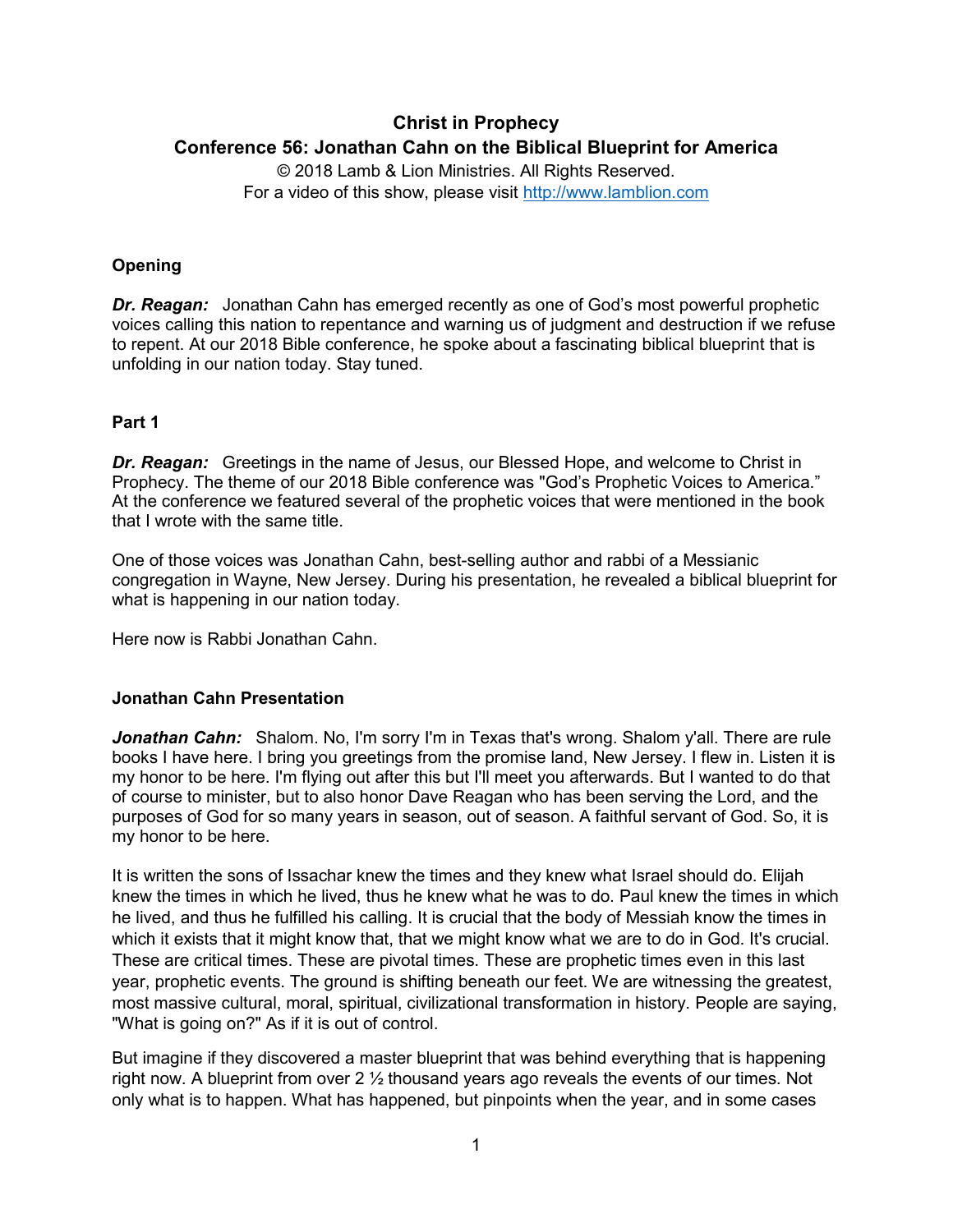# Christ in Prophecy

## Conference 56: Jonathan Cahn on the Biblical Blueprint for America

© 2018 Lamb & Lion Ministries. All Rights Reserved.
For a video of this show, please visit http://www.lamblion.com

### Opening

***Dr. Reagan:*** Jonathan Cahn has emerged recently as one of God's most powerful prophetic voices calling this nation to repentance and warning us of judgment and destruction if we refuse to repent. At our 2018 Bible conference, he spoke about a fascinating biblical blueprint that is unfolding in our nation today. Stay tuned.

### Part 1

***Dr. Reagan:*** Greetings in the name of Jesus, our Blessed Hope, and welcome to Christ in Prophecy. The theme of our 2018 Bible conference was "God's Prophetic Voices to America." At the conference we featured several of the prophetic voices that were mentioned in the book that I wrote with the same title.

One of those voices was Jonathan Cahn, best-selling author and rabbi of a Messianic congregation in Wayne, New Jersey. During his presentation, he revealed a biblical blueprint for what is happening in our nation today.

Here now is Rabbi Jonathan Cahn.

### Jonathan Cahn Presentation

***Jonathan Cahn:*** Shalom. No, I'm sorry I'm in Texas that's wrong. Shalom y'all. There are rule books I have here. I bring you greetings from the promise land, New Jersey. I flew in. Listen it is my honor to be here. I'm flying out after this but I'll meet you afterwards. But I wanted to do that of course to minister, but to also honor Dave Reagan who has been serving the Lord, and the purposes of God for so many years in season, out of season. A faithful servant of God. So, it is my honor to be here.

It is written the sons of Issachar knew the times and they knew what Israel should do. Elijah knew the times in which he lived, thus he knew what he was to do. Paul knew the times in which he lived, and thus he fulfilled his calling. It is crucial that the body of Messiah know the times in which it exists that it might know that, that we might know what we are to do in God. It's crucial. These are critical times. These are pivotal times. These are prophetic times even in this last year, prophetic events. The ground is shifting beneath our feet. We are witnessing the greatest, most massive cultural, moral, spiritual, civilizational transformation in history. People are saying, "What is going on?" As if it is out of control.

But imagine if they discovered a master blueprint that was behind everything that is happening right now. A blueprint from over 2 ½ thousand years ago reveals the events of our times. Not only what is to happen. What has happened, but pinpoints when the year, and in some cases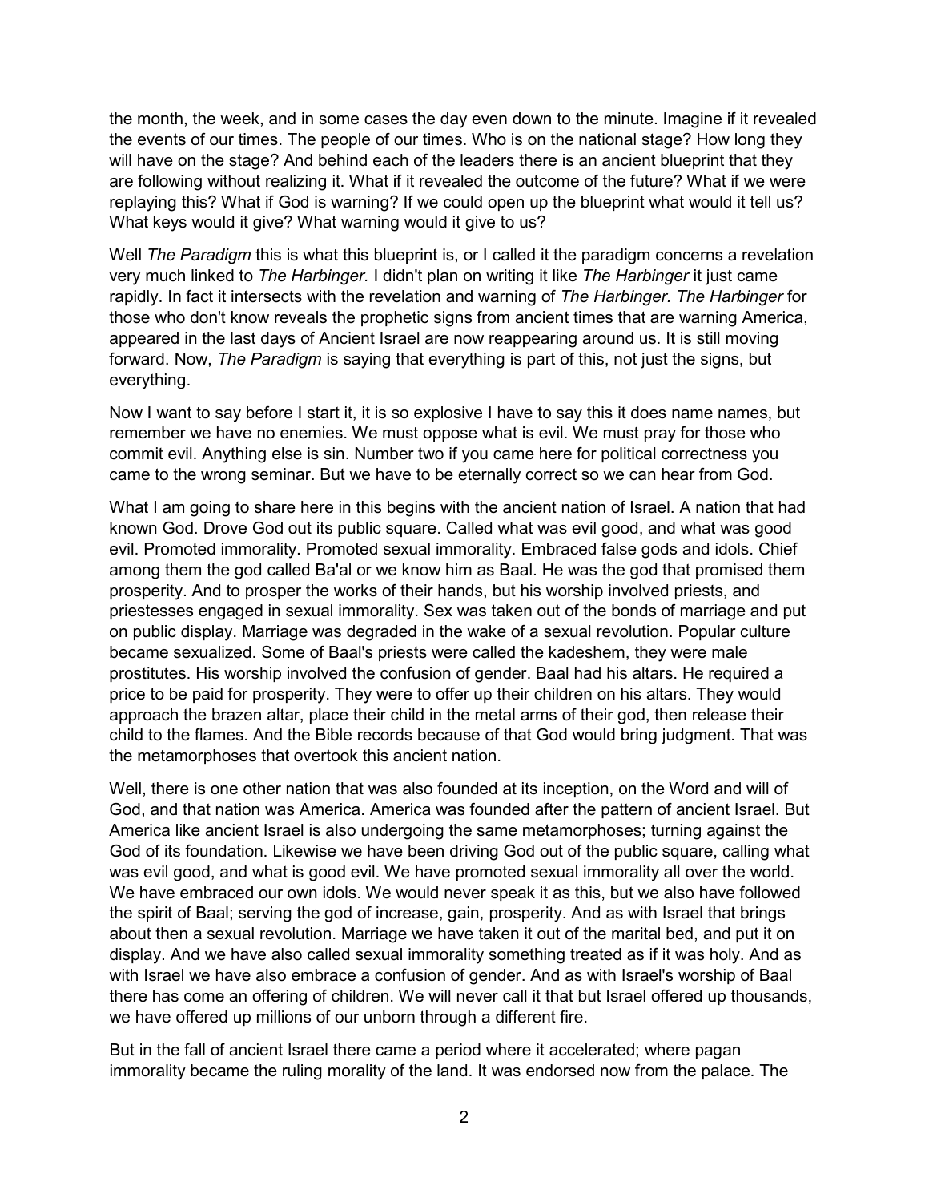the month, the week, and in some cases the day even down to the minute. Imagine if it revealed the events of our times. The people of our times. Who is on the national stage? How long they will have on the stage? And behind each of the leaders there is an ancient blueprint that they are following without realizing it. What if it revealed the outcome of the future? What if we were replaying this? What if God is warning? If we could open up the blueprint what would it tell us? What keys would it give? What warning would it give to us?

Well *The Paradigm* this is what this blueprint is, or I called it the paradigm concerns a revelation very much linked to *The Harbinger.* I didn't plan on writing it like *The Harbinger* it just came rapidly. In fact it intersects with the revelation and warning of *The Harbinger. The Harbinger* for those who don't know reveals the prophetic signs from ancient times that are warning America, appeared in the last days of Ancient Israel are now reappearing around us. It is still moving forward. Now, *The Paradigm* is saying that everything is part of this, not just the signs, but everything.

Now I want to say before I start it, it is so explosive I have to say this it does name names, but remember we have no enemies. We must oppose what is evil. We must pray for those who commit evil. Anything else is sin. Number two if you came here for political correctness you came to the wrong seminar. But we have to be eternally correct so we can hear from God.

What I am going to share here in this begins with the ancient nation of Israel. A nation that had known God. Drove God out its public square. Called what was evil good, and what was good evil. Promoted immorality. Promoted sexual immorality. Embraced false gods and idols. Chief among them the god called Ba'al or we know him as Baal. He was the god that promised them prosperity. And to prosper the works of their hands, but his worship involved priests, and priestesses engaged in sexual immorality. Sex was taken out of the bonds of marriage and put on public display. Marriage was degraded in the wake of a sexual revolution. Popular culture became sexualized. Some of Baal's priests were called the kadeshem, they were male prostitutes. His worship involved the confusion of gender. Baal had his altars. He required a price to be paid for prosperity. They were to offer up their children on his altars. They would approach the brazen altar, place their child in the metal arms of their god, then release their child to the flames. And the Bible records because of that God would bring judgment. That was the metamorphoses that overtook this ancient nation.

Well, there is one other nation that was also founded at its inception, on the Word and will of God, and that nation was America. America was founded after the pattern of ancient Israel. But America like ancient Israel is also undergoing the same metamorphoses; turning against the God of its foundation. Likewise we have been driving God out of the public square, calling what was evil good, and what is good evil. We have promoted sexual immorality all over the world. We have embraced our own idols. We would never speak it as this, but we also have followed the spirit of Baal; serving the god of increase, gain, prosperity. And as with Israel that brings about then a sexual revolution. Marriage we have taken it out of the marital bed, and put it on display. And we have also called sexual immorality something treated as if it was holy. And as with Israel we have also embrace a confusion of gender. And as with Israel's worship of Baal there has come an offering of children. We will never call it that but Israel offered up thousands, we have offered up millions of our unborn through a different fire.

But in the fall of ancient Israel there came a period where it accelerated; where pagan immorality became the ruling morality of the land. It was endorsed now from the palace. The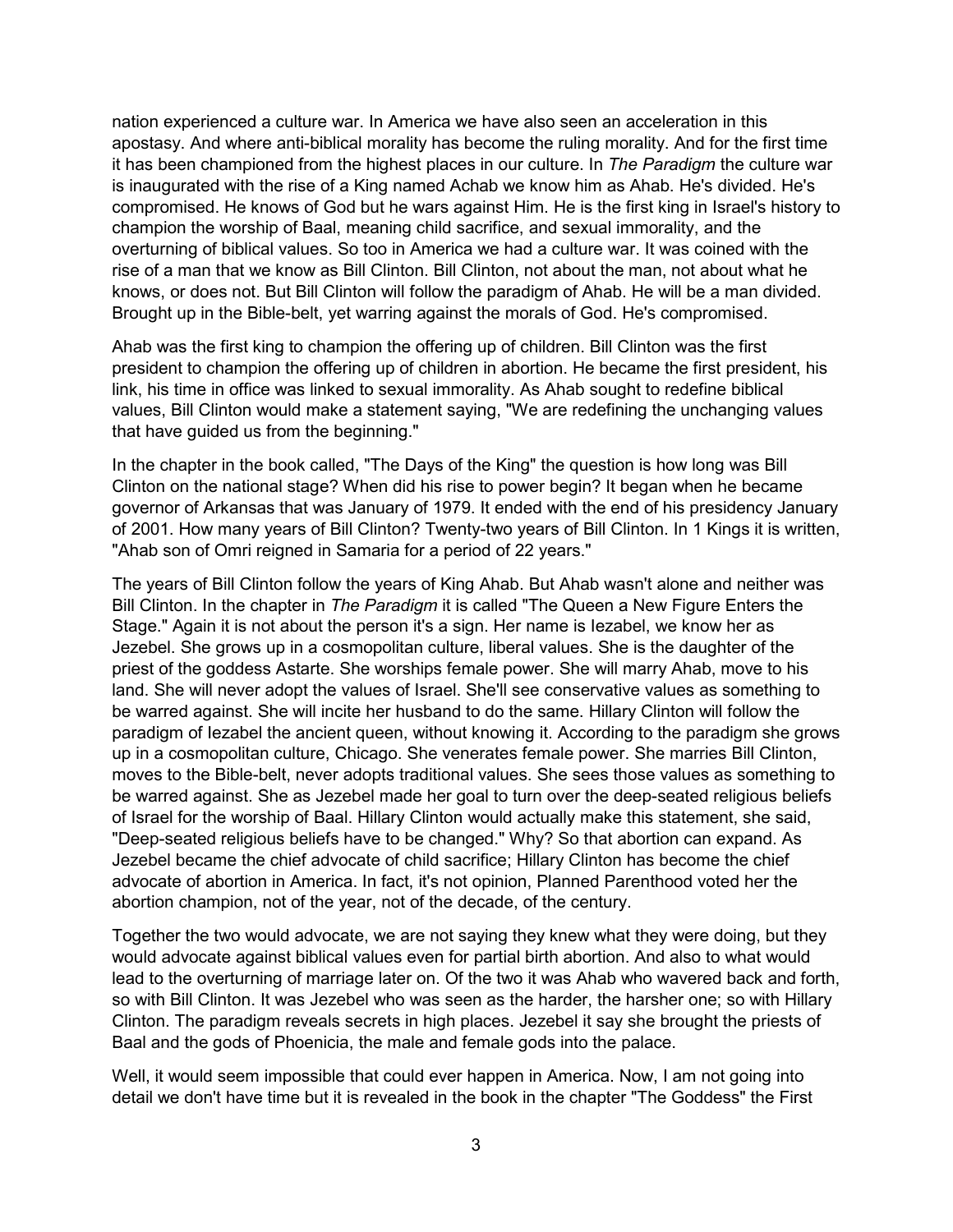nation experienced a culture war. In America we have also seen an acceleration in this apostasy. And where anti-biblical morality has become the ruling morality. And for the first time it has been championed from the highest places in our culture. In *The Paradigm* the culture war is inaugurated with the rise of a King named Achab we know him as Ahab. He's divided. He's compromised. He knows of God but he wars against Him. He is the first king in Israel's history to champion the worship of Baal, meaning child sacrifice, and sexual immorality, and the overturning of biblical values. So too in America we had a culture war. It was coined with the rise of a man that we know as Bill Clinton. Bill Clinton, not about the man, not about what he knows, or does not. But Bill Clinton will follow the paradigm of Ahab. He will be a man divided. Brought up in the Bible-belt, yet warring against the morals of God. He's compromised.

Ahab was the first king to champion the offering up of children. Bill Clinton was the first president to champion the offering up of children in abortion. He became the first president, his link, his time in office was linked to sexual immorality. As Ahab sought to redefine biblical values, Bill Clinton would make a statement saying, "We are redefining the unchanging values that have guided us from the beginning."

In the chapter in the book called, "The Days of the King" the question is how long was Bill Clinton on the national stage? When did his rise to power begin? It began when he became governor of Arkansas that was January of 1979. It ended with the end of his presidency January of 2001. How many years of Bill Clinton? Twenty-two years of Bill Clinton. In 1 Kings it is written, "Ahab son of Omri reigned in Samaria for a period of 22 years."

The years of Bill Clinton follow the years of King Ahab. But Ahab wasn't alone and neither was Bill Clinton. In the chapter in *The Paradigm* it is called "The Queen a New Figure Enters the Stage." Again it is not about the person it's a sign. Her name is Iezabel, we know her as Jezebel. She grows up in a cosmopolitan culture, liberal values. She is the daughter of the priest of the goddess Astarte. She worships female power. She will marry Ahab, move to his land. She will never adopt the values of Israel. She'll see conservative values as something to be warred against. She will incite her husband to do the same. Hillary Clinton will follow the paradigm of Iezabel the ancient queen, without knowing it. According to the paradigm she grows up in a cosmopolitan culture, Chicago. She venerates female power. She marries Bill Clinton, moves to the Bible-belt, never adopts traditional values. She sees those values as something to be warred against. She as Jezebel made her goal to turn over the deep-seated religious beliefs of Israel for the worship of Baal. Hillary Clinton would actually make this statement, she said, "Deep-seated religious beliefs have to be changed." Why? So that abortion can expand. As Jezebel became the chief advocate of child sacrifice; Hillary Clinton has become the chief advocate of abortion in America. In fact, it's not opinion, Planned Parenthood voted her the abortion champion, not of the year, not of the decade, of the century.

Together the two would advocate, we are not saying they knew what they were doing, but they would advocate against biblical values even for partial birth abortion. And also to what would lead to the overturning of marriage later on. Of the two it was Ahab who wavered back and forth, so with Bill Clinton. It was Jezebel who was seen as the harder, the harsher one; so with Hillary Clinton. The paradigm reveals secrets in high places. Jezebel it say she brought the priests of Baal and the gods of Phoenicia, the male and female gods into the palace.

Well, it would seem impossible that could ever happen in America. Now, I am not going into detail we don't have time but it is revealed in the book in the chapter "The Goddess" the First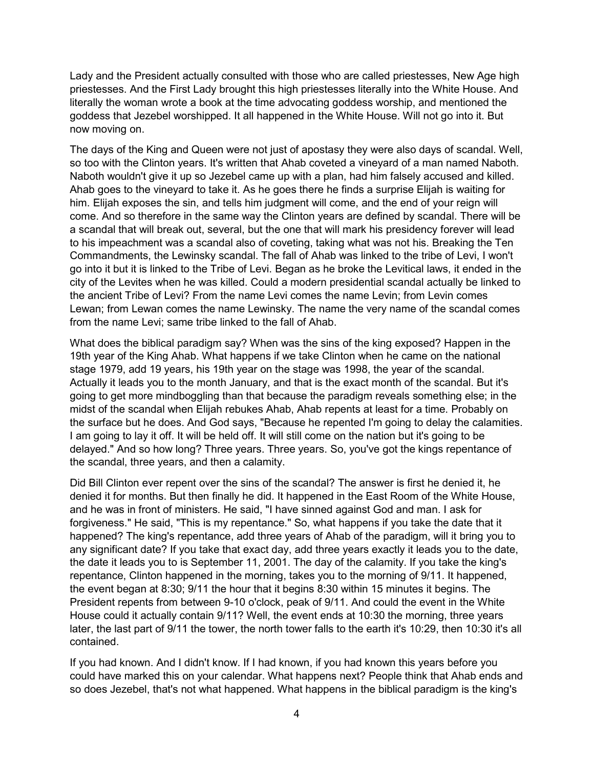Lady and the President actually consulted with those who are called priestesses, New Age high priestesses. And the First Lady brought this high priestesses literally into the White House. And literally the woman wrote a book at the time advocating goddess worship, and mentioned the goddess that Jezebel worshipped. It all happened in the White House. Will not go into it. But now moving on.

The days of the King and Queen were not just of apostasy they were also days of scandal. Well, so too with the Clinton years. It's written that Ahab coveted a vineyard of a man named Naboth. Naboth wouldn't give it up so Jezebel came up with a plan, had him falsely accused and killed. Ahab goes to the vineyard to take it. As he goes there he finds a surprise Elijah is waiting for him. Elijah exposes the sin, and tells him judgment will come, and the end of your reign will come. And so therefore in the same way the Clinton years are defined by scandal. There will be a scandal that will break out, several, but the one that will mark his presidency forever will lead to his impeachment was a scandal also of coveting, taking what was not his. Breaking the Ten Commandments, the Lewinsky scandal. The fall of Ahab was linked to the tribe of Levi, I won't go into it but it is linked to the Tribe of Levi. Began as he broke the Levitical laws, it ended in the city of the Levites when he was killed. Could a modern presidential scandal actually be linked to the ancient Tribe of Levi? From the name Levi comes the name Levin; from Levin comes Lewan; from Lewan comes the name Lewinsky. The name the very name of the scandal comes from the name Levi; same tribe linked to the fall of Ahab.

What does the biblical paradigm say? When was the sins of the king exposed? Happen in the 19th year of the King Ahab. What happens if we take Clinton when he came on the national stage 1979, add 19 years, his 19th year on the stage was 1998, the year of the scandal. Actually it leads you to the month January, and that is the exact month of the scandal. But it's going to get more mindboggling than that because the paradigm reveals something else; in the midst of the scandal when Elijah rebukes Ahab, Ahab repents at least for a time. Probably on the surface but he does. And God says, "Because he repented I'm going to delay the calamities. I am going to lay it off. It will be held off. It will still come on the nation but it's going to be delayed." And so how long? Three years. Three years. So, you've got the kings repentance of the scandal, three years, and then a calamity.

Did Bill Clinton ever repent over the sins of the scandal? The answer is first he denied it, he denied it for months. But then finally he did. It happened in the East Room of the White House, and he was in front of ministers. He said, "I have sinned against God and man. I ask for forgiveness." He said, "This is my repentance." So, what happens if you take the date that it happened? The king's repentance, add three years of Ahab of the paradigm, will it bring you to any significant date? If you take that exact day, add three years exactly it leads you to the date, the date it leads you to is September 11, 2001. The day of the calamity. If you take the king's repentance, Clinton happened in the morning, takes you to the morning of 9/11. It happened, the event began at 8:30; 9/11 the hour that it begins 8:30 within 15 minutes it begins. The President repents from between 9-10 o'clock, peak of 9/11. And could the event in the White House could it actually contain 9/11? Well, the event ends at 10:30 the morning, three years later, the last part of 9/11 the tower, the north tower falls to the earth it's 10:29, then 10:30 it's all contained.

If you had known. And I didn't know. If I had known, if you had known this years before you could have marked this on your calendar. What happens next? People think that Ahab ends and so does Jezebel, that's not what happened. What happens in the biblical paradigm is the king's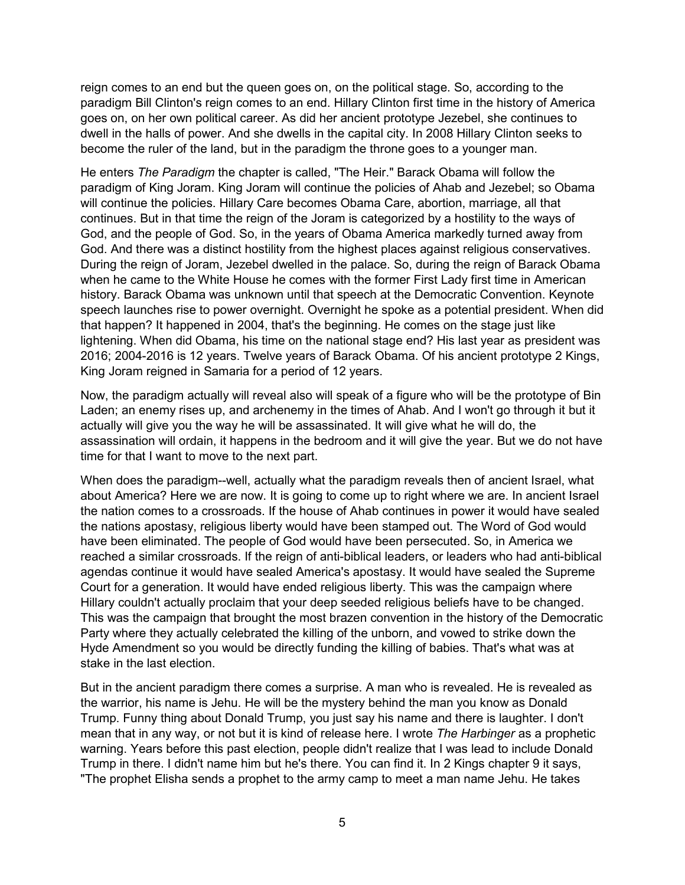reign comes to an end but the queen goes on, on the political stage. So, according to the paradigm Bill Clinton's reign comes to an end. Hillary Clinton first time in the history of America goes on, on her own political career. As did her ancient prototype Jezebel, she continues to dwell in the halls of power. And she dwells in the capital city. In 2008 Hillary Clinton seeks to become the ruler of the land, but in the paradigm the throne goes to a younger man.

He enters *The Paradigm* the chapter is called, "The Heir." Barack Obama will follow the paradigm of King Joram. King Joram will continue the policies of Ahab and Jezebel; so Obama will continue the policies. Hillary Care becomes Obama Care, abortion, marriage, all that continues. But in that time the reign of the Joram is categorized by a hostility to the ways of God, and the people of God. So, in the years of Obama America markedly turned away from God. And there was a distinct hostility from the highest places against religious conservatives. During the reign of Joram, Jezebel dwelled in the palace. So, during the reign of Barack Obama when he came to the White House he comes with the former First Lady first time in American history. Barack Obama was unknown until that speech at the Democratic Convention. Keynote speech launches rise to power overnight. Overnight he spoke as a potential president. When did that happen? It happened in 2004, that's the beginning. He comes on the stage just like lightening. When did Obama, his time on the national stage end? His last year as president was 2016; 2004-2016 is 12 years. Twelve years of Barack Obama. Of his ancient prototype 2 Kings, King Joram reigned in Samaria for a period of 12 years.

Now, the paradigm actually will reveal also will speak of a figure who will be the prototype of Bin Laden; an enemy rises up, and archenemy in the times of Ahab. And I won't go through it but it actually will give you the way he will be assassinated. It will give what he will do, the assassination will ordain, it happens in the bedroom and it will give the year. But we do not have time for that I want to move to the next part.

When does the paradigm--well, actually what the paradigm reveals then of ancient Israel, what about America? Here we are now. It is going to come up to right where we are. In ancient Israel the nation comes to a crossroads. If the house of Ahab continues in power it would have sealed the nations apostasy, religious liberty would have been stamped out. The Word of God would have been eliminated. The people of God would have been persecuted. So, in America we reached a similar crossroads. If the reign of anti-biblical leaders, or leaders who had anti-biblical agendas continue it would have sealed America's apostasy. It would have sealed the Supreme Court for a generation. It would have ended religious liberty. This was the campaign where Hillary couldn't actually proclaim that your deep seeded religious beliefs have to be changed. This was the campaign that brought the most brazen convention in the history of the Democratic Party where they actually celebrated the killing of the unborn, and vowed to strike down the Hyde Amendment so you would be directly funding the killing of babies. That's what was at stake in the last election.

But in the ancient paradigm there comes a surprise. A man who is revealed. He is revealed as the warrior, his name is Jehu. He will be the mystery behind the man you know as Donald Trump. Funny thing about Donald Trump, you just say his name and there is laughter. I don't mean that in any way, or not but it is kind of release here. I wrote *The Harbinger* as a prophetic warning. Years before this past election, people didn't realize that I was lead to include Donald Trump in there. I didn't name him but he's there. You can find it. In 2 Kings chapter 9 it says, "The prophet Elisha sends a prophet to the army camp to meet a man name Jehu. He takes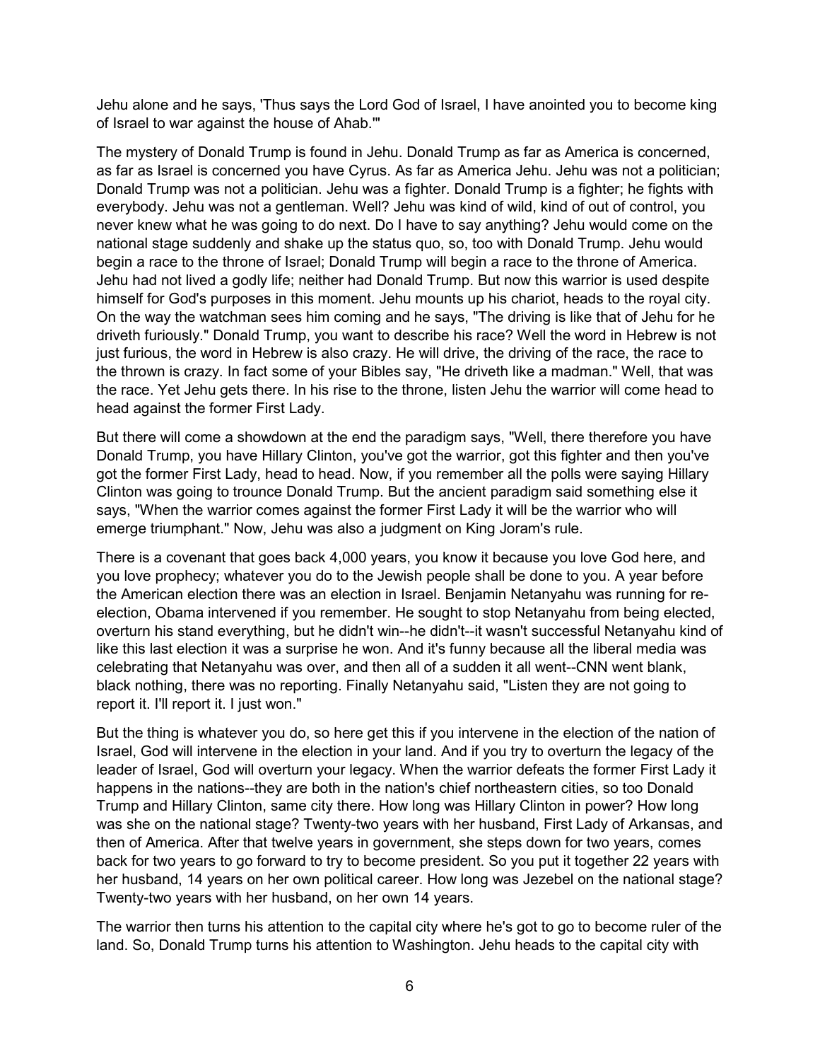Jehu alone and he says, 'Thus says the Lord God of Israel, I have anointed you to become king of Israel to war against the house of Ahab.'"

The mystery of Donald Trump is found in Jehu. Donald Trump as far as America is concerned, as far as Israel is concerned you have Cyrus. As far as America Jehu. Jehu was not a politician; Donald Trump was not a politician. Jehu was a fighter. Donald Trump is a fighter; he fights with everybody. Jehu was not a gentleman. Well? Jehu was kind of wild, kind of out of control, you never knew what he was going to do next. Do I have to say anything? Jehu would come on the national stage suddenly and shake up the status quo, so, too with Donald Trump. Jehu would begin a race to the throne of Israel; Donald Trump will begin a race to the throne of America. Jehu had not lived a godly life; neither had Donald Trump. But now this warrior is used despite himself for God's purposes in this moment. Jehu mounts up his chariot, heads to the royal city. On the way the watchman sees him coming and he says, "The driving is like that of Jehu for he driveth furiously." Donald Trump, you want to describe his race? Well the word in Hebrew is not just furious, the word in Hebrew is also crazy. He will drive, the driving of the race, the race to the thrown is crazy. In fact some of your Bibles say, "He driveth like a madman." Well, that was the race. Yet Jehu gets there. In his rise to the throne, listen Jehu the warrior will come head to head against the former First Lady.

But there will come a showdown at the end the paradigm says, "Well, there therefore you have Donald Trump, you have Hillary Clinton, you've got the warrior, got this fighter and then you've got the former First Lady, head to head. Now, if you remember all the polls were saying Hillary Clinton was going to trounce Donald Trump. But the ancient paradigm said something else it says, "When the warrior comes against the former First Lady it will be the warrior who will emerge triumphant." Now, Jehu was also a judgment on King Joram's rule.

There is a covenant that goes back 4,000 years, you know it because you love God here, and you love prophecy; whatever you do to the Jewish people shall be done to you. A year before the American election there was an election in Israel. Benjamin Netanyahu was running for re-election, Obama intervened if you remember. He sought to stop Netanyahu from being elected, overturn his stand everything, but he didn't win--he didn't--it wasn't successful Netanyahu kind of like this last election it was a surprise he won. And it's funny because all the liberal media was celebrating that Netanyahu was over, and then all of a sudden it all went--CNN went blank, black nothing, there was no reporting. Finally Netanyahu said, "Listen they are not going to report it. I'll report it. I just won."

But the thing is whatever you do, so here get this if you intervene in the election of the nation of Israel, God will intervene in the election in your land. And if you try to overturn the legacy of the leader of Israel, God will overturn your legacy. When the warrior defeats the former First Lady it happens in the nations--they are both in the nation's chief northeastern cities, so too Donald Trump and Hillary Clinton, same city there. How long was Hillary Clinton in power? How long was she on the national stage? Twenty-two years with her husband, First Lady of Arkansas, and then of America. After that twelve years in government, she steps down for two years, comes back for two years to go forward to try to become president. So you put it together 22 years with her husband, 14 years on her own political career. How long was Jezebel on the national stage? Twenty-two years with her husband, on her own 14 years.

The warrior then turns his attention to the capital city where he's got to go to become ruler of the land. So, Donald Trump turns his attention to Washington. Jehu heads to the capital city with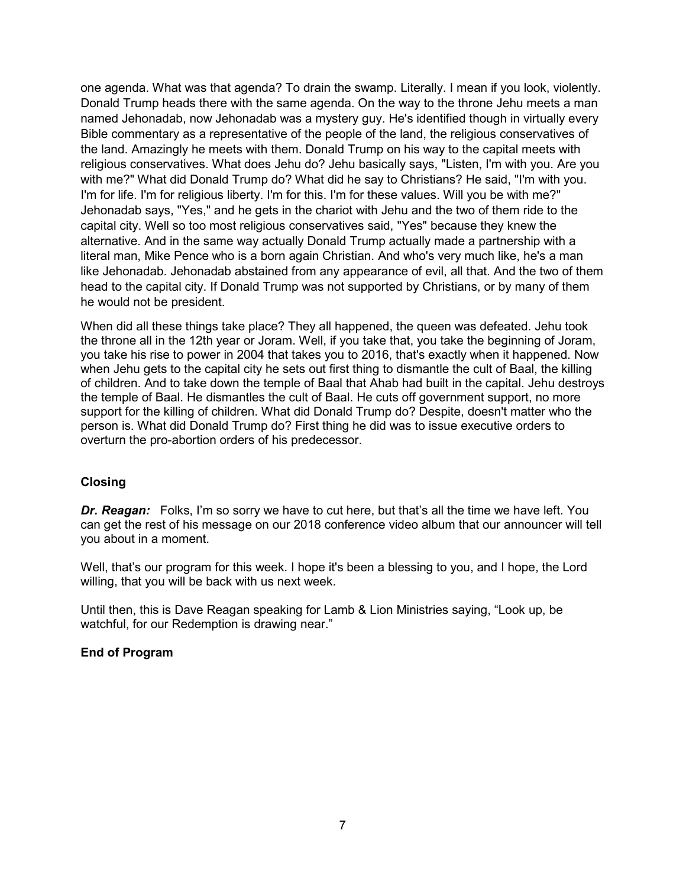one agenda. What was that agenda? To drain the swamp. Literally. I mean if you look, violently. Donald Trump heads there with the same agenda. On the way to the throne Jehu meets a man named Jehonadab, now Jehonadab was a mystery guy. He's identified though in virtually every Bible commentary as a representative of the people of the land, the religious conservatives of the land. Amazingly he meets with them. Donald Trump on his way to the capital meets with religious conservatives. What does Jehu do? Jehu basically says, "Listen, I'm with you. Are you with me?" What did Donald Trump do? What did he say to Christians? He said, "I'm with you. I'm for life. I'm for religious liberty. I'm for this. I'm for these values. Will you be with me?" Jehonadab says, "Yes," and he gets in the chariot with Jehu and the two of them ride to the capital city. Well so too most religious conservatives said, "Yes" because they knew the alternative. And in the same way actually Donald Trump actually made a partnership with a literal man, Mike Pence who is a born again Christian. And who's very much like, he's a man like Jehonadab. Jehonadab abstained from any appearance of evil, all that. And the two of them head to the capital city. If Donald Trump was not supported by Christians, or by many of them he would not be president.

When did all these things take place? They all happened, the queen was defeated. Jehu took the throne all in the 12th year or Joram. Well, if you take that, you take the beginning of Joram, you take his rise to power in 2004 that takes you to 2016, that's exactly when it happened. Now when Jehu gets to the capital city he sets out first thing to dismantle the cult of Baal, the killing of children. And to take down the temple of Baal that Ahab had built in the capital. Jehu destroys the temple of Baal. He dismantles the cult of Baal. He cuts off government support, no more support for the killing of children. What did Donald Trump do? Despite, doesn't matter who the person is. What did Donald Trump do? First thing he did was to issue executive orders to overturn the pro-abortion orders of his predecessor.

**Closing**

***Dr. Reagan:*** Folks, I'm so sorry we have to cut here, but that's all the time we have left. You can get the rest of his message on our 2018 conference video album that our announcer will tell you about in a moment.

Well, that's our program for this week. I hope it's been a blessing to you, and I hope, the Lord willing, that you will be back with us next week.

Until then, this is Dave Reagan speaking for Lamb & Lion Ministries saying, "Look up, be watchful, for our Redemption is drawing near."

**End of Program**